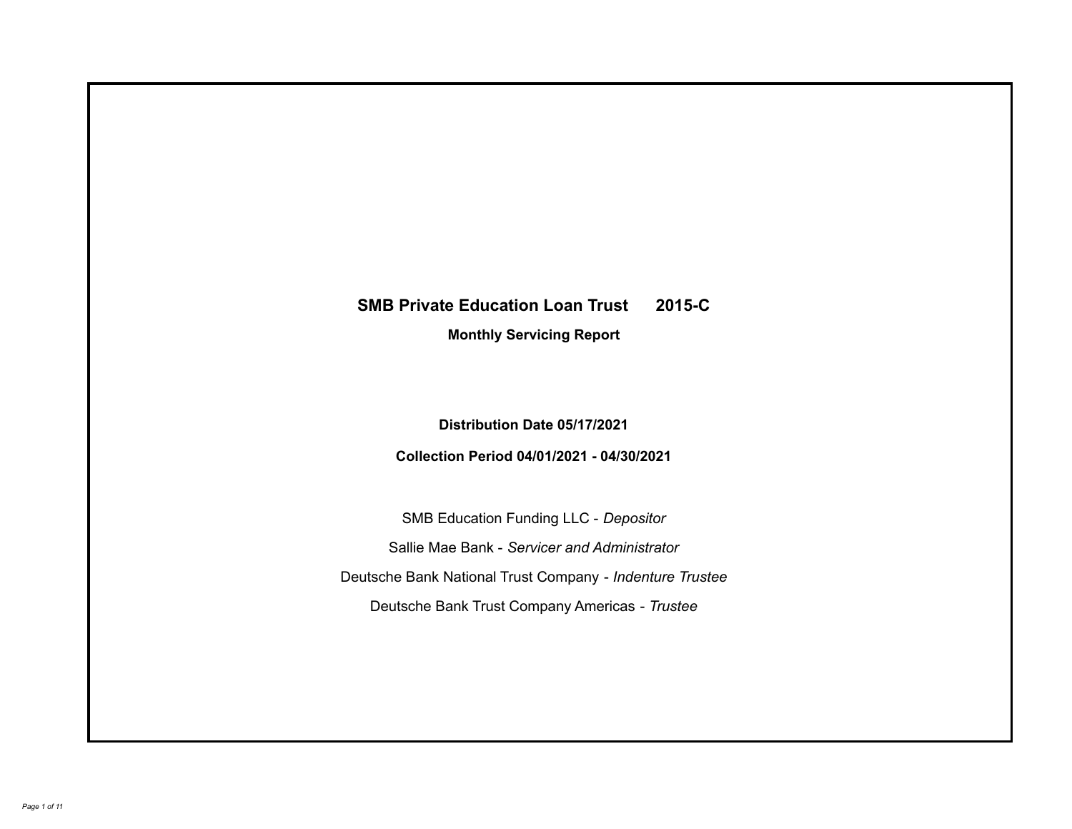# SMB Private Education Loan Trust 2015-C

## Monthly Servicing Report

**Distribution Date 05/17/2021**

**Collection Period 04/01/2021 - 04/30/2021**

SMB Education Funding LLC - *Depositor*

Sallie Mae Bank - *Servicer and Administrator*

Deutsche Bank National Trust Company - *Indenture Trustee*

Deutsche Bank Trust Company Americas - *Trustee*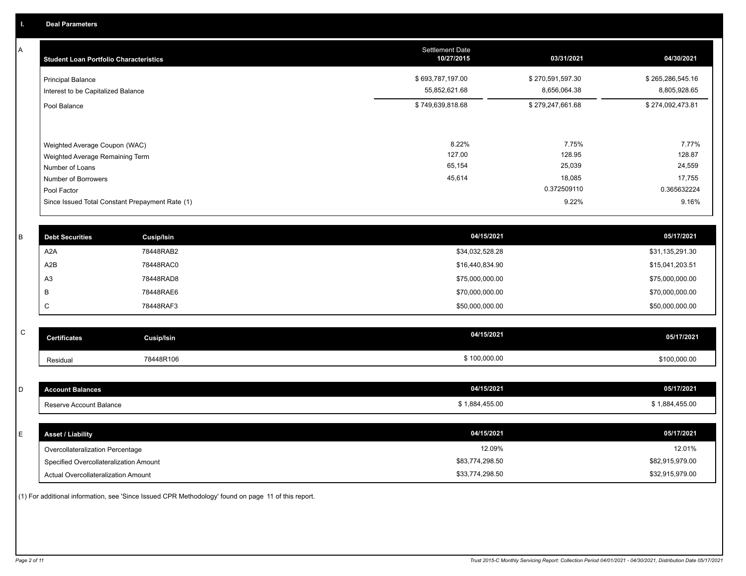## I. Deal Parameters

### A

| Student Loan Portfolio Characteristics | Settlement Date 10/27/2015 | 03/31/2021 | 04/30/2021 |
|---|---|---|---|
| Principal Balance | $ 693,787,197.00 | $ 270,591,597.30 | $ 265,286,545.16 |
| Interest to be Capitalized Balance | 55,852,621.68 | 8,656,064.38 | 8,805,928.65 |
| Pool Balance | $ 749,639,818.68 | $ 279,247,661.68 | $ 274,092,473.81 |
| Weighted Average Coupon (WAC) | 8.22% | 7.75% | 7.77% |
| Weighted Average Remaining Term | 127.00 | 128.95 | 128.87 |
| Number of Loans | 65,154 | 25,039 | 24,559 |
| Number of Borrowers | 45,614 | 18,085 | 17,755 |
| Pool Factor | | 0.372509110 | 0.365632224 |
| Since Issued Total Constant Prepayment Rate (1) | | 9.22% | 9.16% |

### B

| Debt Securities | Cusip/Isin | 04/15/2021 | 05/17/2021 |
|---|---|---|---|
| A2A | 78448RAB2 | $34,032,528.28 | $31,135,291.30 |
| A2B | 78448RAC0 | $16,440,834.90 | $15,041,203.51 |
| A3 | 78448RAD8 | $75,000,000.00 | $75,000,000.00 |
| B | 78448RAE6 | $70,000,000.00 | $70,000,000.00 |
| C | 78448RAF3 | $50,000,000.00 | $50,000,000.00 |

### C

| Certificates | Cusip/Isin | 04/15/2021 | 05/17/2021 |
|---|---|---|---|
| Residual | 78448R106 | $ 100,000.00 | $100,000.00 |

### D

| Account Balances | 04/15/2021 | 05/17/2021 |
|---|---|---|
| Reserve Account Balance | $ 1,884,455.00 | $ 1,884,455.00 |

### E

| Asset / Liability | 04/15/2021 | 05/17/2021 |
|---|---|---|
| Overcollateralization Percentage | 12.09% | 12.01% |
| Specified Overcollateralization Amount | $83,774,298.50 | $82,915,979.00 |
| Actual Overcollateralization Amount | $33,774,298.50 | $32,915,979.00 |

(1) For additional information, see 'Since Issued CPR Methodology' found on page 11 of this report.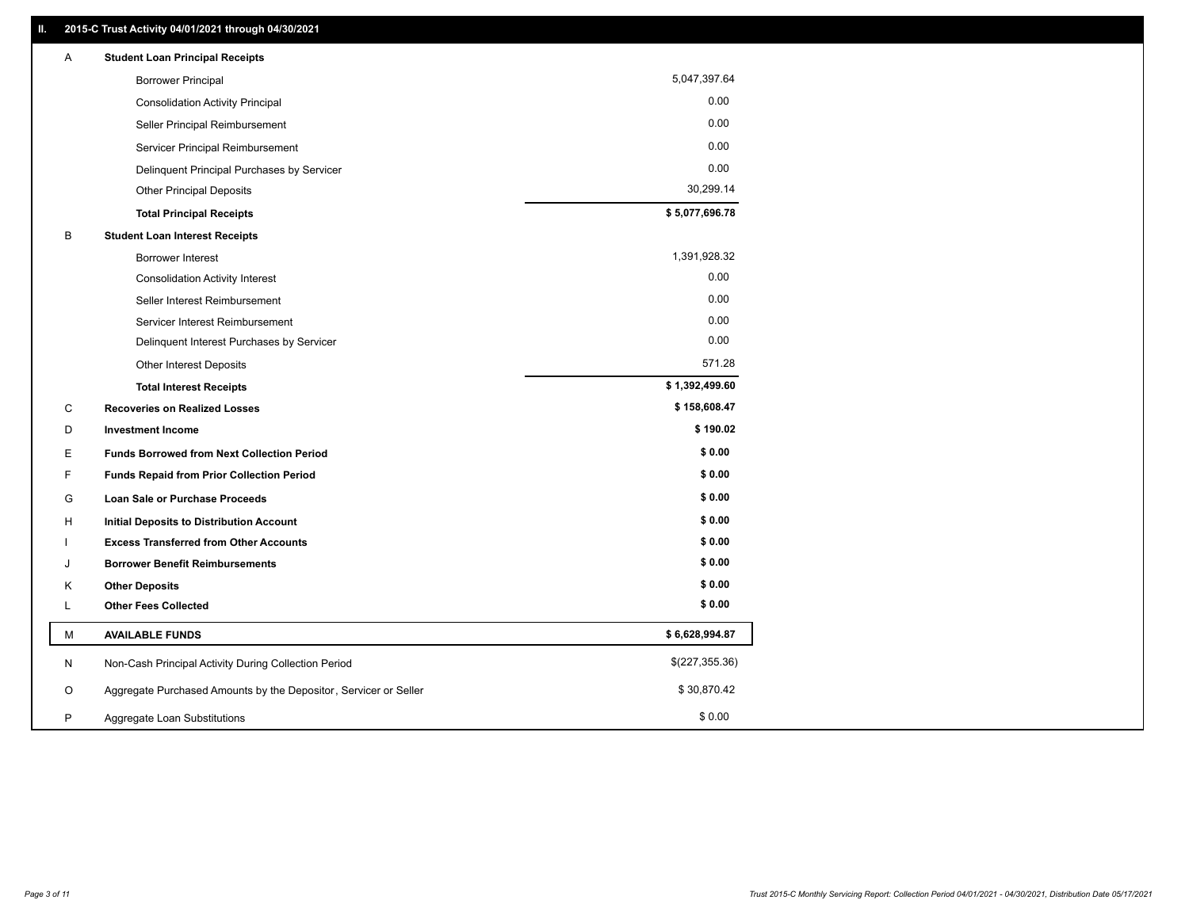## II. 2015-C Trust Activity 04/01/2021 through 04/30/2021

| | | |
|---|---|---|
| A | **Student Loan Principal Receipts** | |
| | Borrower Principal | 5,047,397.64 |
| | Consolidation Activity Principal | 0.00 |
| | Seller Principal Reimbursement | 0.00 |
| | Servicer Principal Reimbursement | 0.00 |
| | Delinquent Principal Purchases by Servicer | 0.00 |
| | Other Principal Deposits | 30,299.14 |
| | **Total Principal Receipts** | **$ 5,077,696.78** |
| B | **Student Loan Interest Receipts** | |
| | Borrower Interest | 1,391,928.32 |
| | Consolidation Activity Interest | 0.00 |
| | Seller Interest Reimbursement | 0.00 |
| | Servicer Interest Reimbursement | 0.00 |
| | Delinquent Interest Purchases by Servicer | 0.00 |
| | Other Interest Deposits | 571.28 |
| | **Total Interest Receipts** | **$ 1,392,499.60** |
| C | **Recoveries on Realized Losses** | **$ 158,608.47** |
| D | **Investment Income** | **$ 190.02** |
| E | **Funds Borrowed from Next Collection Period** | **$ 0.00** |
| F | **Funds Repaid from Prior Collection Period** | **$ 0.00** |
| G | **Loan Sale or Purchase Proceeds** | **$ 0.00** |
| H | **Initial Deposits to Distribution Account** | **$ 0.00** |
| I | **Excess Transferred from Other Accounts** | **$ 0.00** |
| J | **Borrower Benefit Reimbursements** | **$ 0.00** |
| K | **Other Deposits** | **$ 0.00** |
| L | **Other Fees Collected** | **$ 0.00** |
| M | **AVAILABLE FUNDS** | **$ 6,628,994.87** |
| N | Non-Cash Principal Activity During Collection Period | $(227,355.36) |
| O | Aggregate Purchased Amounts by the Depositor, Servicer or Seller | $ 30,870.42 |
| P | Aggregate Loan Substitutions | $ 0.00 |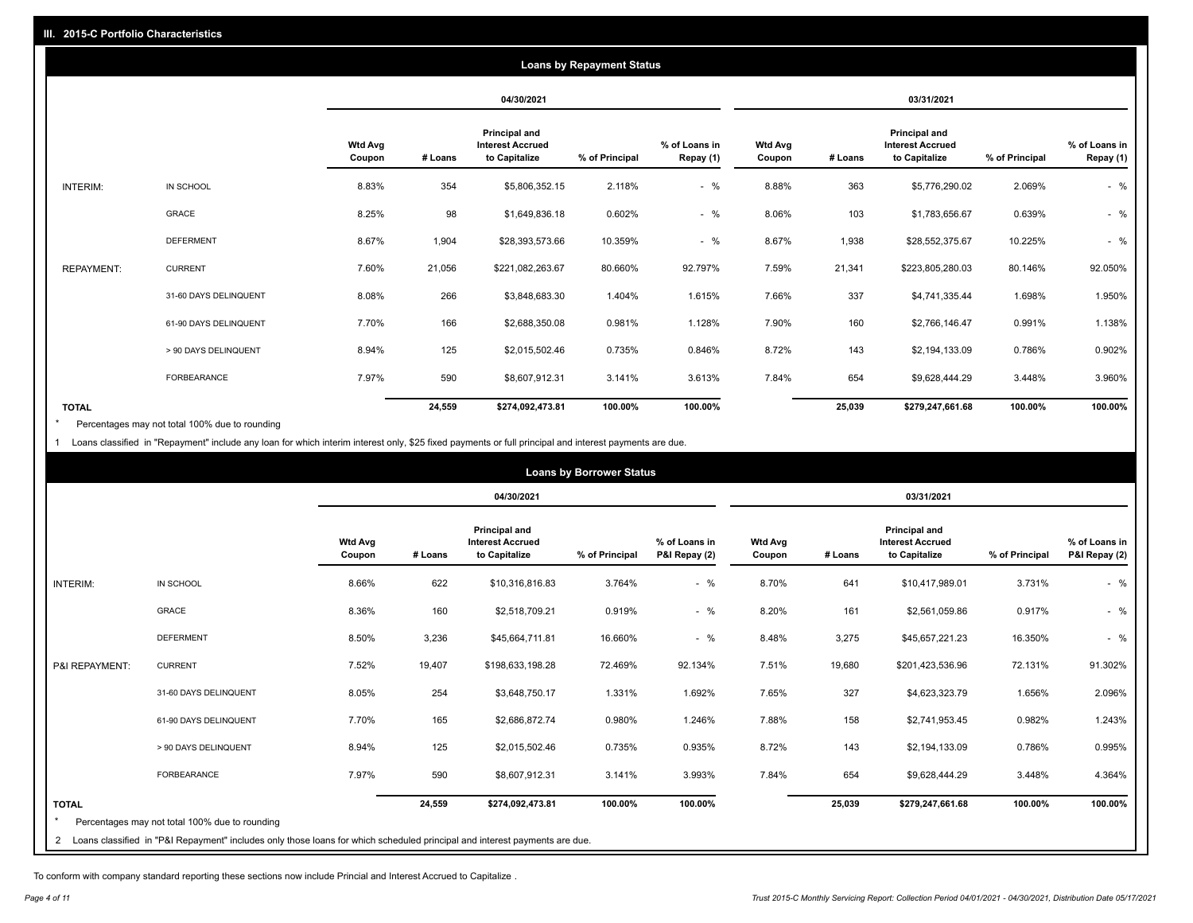## III. 2015-C Portfolio Characteristics

### Loans by Repayment Status

| | | 04/30/2021 | | | | | 03/31/2021 | | | | |
|---|---|---|---|---|---|---|---|---|---|---|---|
| | | Wtd Avg Coupon | # Loans | Principal and Interest Accrued to Capitalize | % of Principal | % of Loans in Repay (1) | Wtd Avg Coupon | # Loans | Principal and Interest Accrued to Capitalize | % of Principal | % of Loans in Repay (1) |
| INTERIM: | IN SCHOOL | 8.83% | 354 | $5,806,352.15 | 2.118% | - % | 8.88% | 363 | $5,776,290.02 | 2.069% | - % |
| | GRACE | 8.25% | 98 | $1,649,836.18 | 0.602% | - % | 8.06% | 103 | $1,783,656.67 | 0.639% | - % |
| | DEFERMENT | 8.67% | 1,904 | $28,393,573.66 | 10.359% | - % | 8.67% | 1,938 | $28,552,375.67 | 10.225% | - % |
| REPAYMENT: | CURRENT | 7.60% | 21,056 | $221,082,263.67 | 80.660% | 92.797% | 7.59% | 21,341 | $223,805,280.03 | 80.146% | 92.050% |
| | 31-60 DAYS DELINQUENT | 8.08% | 266 | $3,848,683.30 | 1.404% | 1.615% | 7.66% | 337 | $4,741,335.44 | 1.698% | 1.950% |
| | 61-90 DAYS DELINQUENT | 7.70% | 166 | $2,688,350.08 | 0.981% | 1.128% | 7.90% | 160 | $2,766,146.47 | 0.991% | 1.138% |
| | > 90 DAYS DELINQUENT | 8.94% | 125 | $2,015,502.46 | 0.735% | 0.846% | 8.72% | 143 | $2,194,133.09 | 0.786% | 0.902% |
| | FORBEARANCE | 7.97% | 590 | $8,607,912.31 | 3.141% | 3.613% | 7.84% | 654 | $9,628,444.29 | 3.448% | 3.960% |
| TOTAL | | | 24,559 | $274,092,473.81 | 100.00% | 100.00% | | 25,039 | $279,247,661.68 | 100.00% | 100.00% |

* Percentages may not total 100% due to rounding

1 Loans classified in "Repayment" include any loan for which interim interest only, $25 fixed payments or full principal and interest payments are due.

### Loans by Borrower Status

| | | 04/30/2021 | | | | | 03/31/2021 | | | | |
|---|---|---|---|---|---|---|---|---|---|---|---|
| | | Wtd Avg Coupon | # Loans | Principal and Interest Accrued to Capitalize | % of Principal | % of Loans in P&I Repay (2) | Wtd Avg Coupon | # Loans | Principal and Interest Accrued to Capitalize | % of Principal | % of Loans in P&I Repay (2) |
| INTERIM: | IN SCHOOL | 8.66% | 622 | $10,316,816.83 | 3.764% | - % | 8.70% | 641 | $10,417,989.01 | 3.731% | - % |
| | GRACE | 8.36% | 160 | $2,518,709.21 | 0.919% | - % | 8.20% | 161 | $2,561,059.86 | 0.917% | - % |
| | DEFERMENT | 8.50% | 3,236 | $45,664,711.81 | 16.660% | - % | 8.48% | 3,275 | $45,657,221.23 | 16.350% | - % |
| P&I REPAYMENT: | CURRENT | 7.52% | 19,407 | $198,633,198.28 | 72.469% | 92.134% | 7.51% | 19,680 | $201,423,536.96 | 72.131% | 91.302% |
| | 31-60 DAYS DELINQUENT | 8.05% | 254 | $3,648,750.17 | 1.331% | 1.692% | 7.65% | 327 | $4,623,323.79 | 1.656% | 2.096% |
| | 61-90 DAYS DELINQUENT | 7.70% | 165 | $2,686,872.74 | 0.980% | 1.246% | 7.88% | 158 | $2,741,953.45 | 0.982% | 1.243% |
| | > 90 DAYS DELINQUENT | 8.94% | 125 | $2,015,502.46 | 0.735% | 0.935% | 8.72% | 143 | $2,194,133.09 | 0.786% | 0.995% |
| | FORBEARANCE | 7.97% | 590 | $8,607,912.31 | 3.141% | 3.993% | 7.84% | 654 | $9,628,444.29 | 3.448% | 4.364% |
| TOTAL | | | 24,559 | $274,092,473.81 | 100.00% | 100.00% | | 25,039 | $279,247,661.68 | 100.00% | 100.00% |

* Percentages may not total 100% due to rounding

2 Loans classified in "P&I Repayment" includes only those loans for which scheduled principal and interest payments are due.

To conform with company standard reporting these sections now include Princial and Interest Accrued to Capitalize .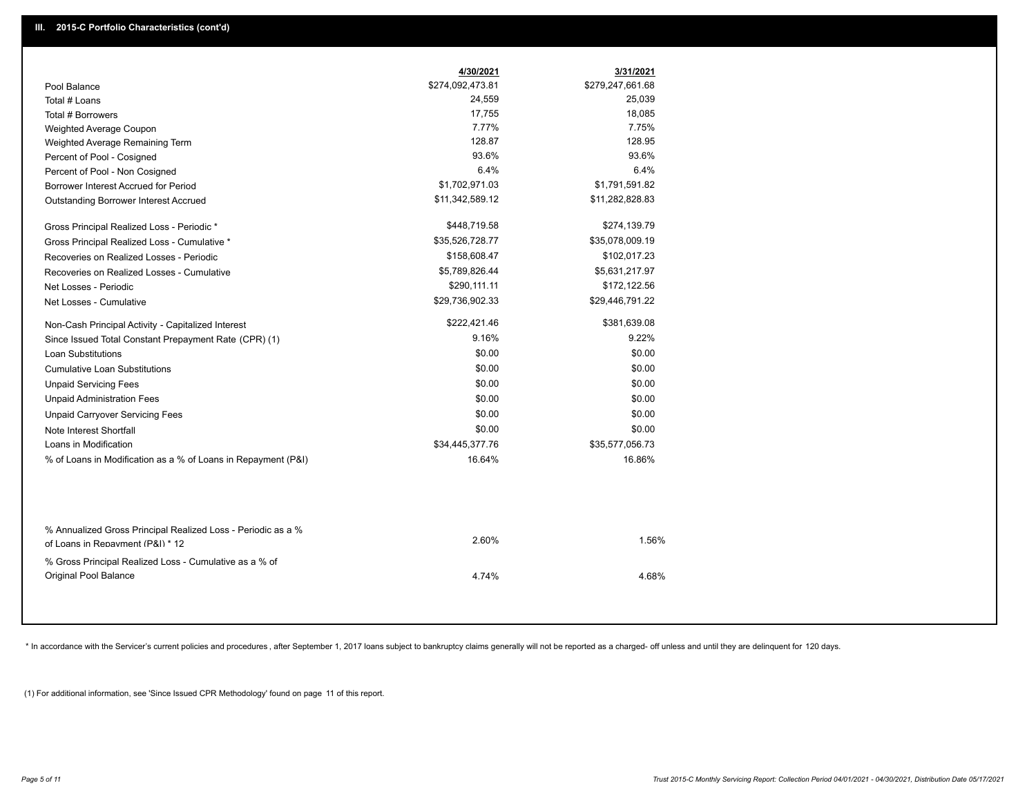## III. 2015-C Portfolio Characteristics (cont'd)

| | 4/30/2021 | 3/31/2021 |
|---|---|---|
| Pool Balance | $274,092,473.81 | $279,247,661.68 |
| Total # Loans | 24,559 | 25,039 |
| Total # Borrowers | 17,755 | 18,085 |
| Weighted Average Coupon | 7.77% | 7.75% |
| Weighted Average Remaining Term | 128.87 | 128.95 |
| Percent of Pool - Cosigned | 93.6% | 93.6% |
| Percent of Pool - Non Cosigned | 6.4% | 6.4% |
| Borrower Interest Accrued for Period | $1,702,971.03 | $1,791,591.82 |
| Outstanding Borrower Interest Accrued | $11,342,589.12 | $11,282,828.83 |
| Gross Principal Realized Loss - Periodic * | $448,719.58 | $274,139.79 |
| Gross Principal Realized Loss - Cumulative * | $35,526,728.77 | $35,078,009.19 |
| Recoveries on Realized Losses - Periodic | $158,608.47 | $102,017.23 |
| Recoveries on Realized Losses - Cumulative | $5,789,826.44 | $5,631,217.97 |
| Net Losses - Periodic | $290,111.11 | $172,122.56 |
| Net Losses - Cumulative | $29,736,902.33 | $29,446,791.22 |
| Non-Cash Principal Activity - Capitalized Interest | $222,421.46 | $381,639.08 |
| Since Issued Total Constant Prepayment Rate (CPR) (1) | 9.16% | 9.22% |
| Loan Substitutions | $0.00 | $0.00 |
| Cumulative Loan Substitutions | $0.00 | $0.00 |
| Unpaid Servicing Fees | $0.00 | $0.00 |
| Unpaid Administration Fees | $0.00 | $0.00 |
| Unpaid Carryover Servicing Fees | $0.00 | $0.00 |
| Note Interest Shortfall | $0.00 | $0.00 |
| Loans in Modification | $34,445,377.76 | $35,577,056.73 |
| % of Loans in Modification as a % of Loans in Repayment (P&I) | 16.64% | 16.86% |
| % Annualized Gross Principal Realized Loss - Periodic as a % of Loans in Repayment (P&I) * 12 | 2.60% | 1.56% |
| % Gross Principal Realized Loss - Cumulative as a % of Original Pool Balance | 4.74% | 4.68% |

* In accordance with the Servicer's current policies and procedures , after September 1, 2017 loans subject to bankruptcy claims generally will not be reported as a charged- off unless and until they are delinquent for 120 days.

(1) For additional information, see 'Since Issued CPR Methodology' found on page 11 of this report.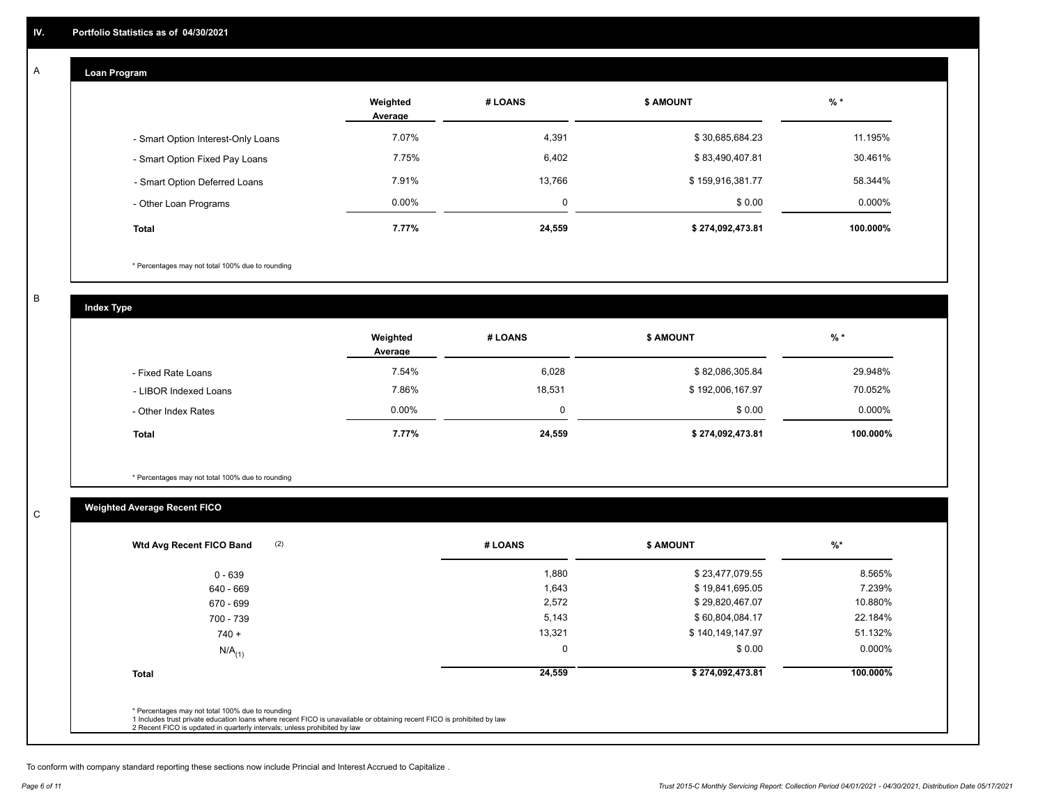## IV. Portfolio Statistics as of 04/30/2021

### A

#### Loan Program

| | Weighted Average | # LOANS | $ AMOUNT | % * |
|---|---|---|---|---|
| - Smart Option Interest-Only Loans | 7.07% | 4,391 | $ 30,685,684.23 | 11.195% |
| - Smart Option Fixed Pay Loans | 7.75% | 6,402 | $ 83,490,407.81 | 30.461% |
| - Smart Option Deferred Loans | 7.91% | 13,766 | $ 159,916,381.77 | 58.344% |
| - Other Loan Programs | 0.00% | 0 | $ 0.00 | 0.000% |
| **Total** | **7.77%** | **24,559** | **$ 274,092,473.81** | **100.000%** |

* Percentages may not total 100% due to rounding

### B

#### Index Type

| | Weighted Average | # LOANS | $ AMOUNT | % * |
|---|---|---|---|---|
| - Fixed Rate Loans | 7.54% | 6,028 | $ 82,086,305.84 | 29.948% |
| - LIBOR Indexed Loans | 7.86% | 18,531 | $ 192,006,167.97 | 70.052% |
| - Other Index Rates | 0.00% | 0 | $ 0.00 | 0.000% |
| **Total** | **7.77%** | **24,559** | **$ 274,092,473.81** | **100.000%** |

* Percentages may not total 100% due to rounding

### C

#### Weighted Average Recent FICO

| Wtd Avg Recent FICO Band (2) | # LOANS | $ AMOUNT | %* |
|---|---|---|---|
| 0 - 639 | 1,880 | $ 23,477,079.55 | 8.565% |
| 640 - 669 | 1,643 | $ 19,841,695.05 | 7.239% |
| 670 - 699 | 2,572 | $ 29,820,467.07 | 10.880% |
| 700 - 739 | 5,143 | $ 60,804,084.17 | 22.184% |
| 740 + | 13,321 | $ 140,149,147.97 | 51.132% |
| $N/A_{(1)}$ | 0 | $ 0.00 | 0.000% |
| **Total** | **24,559** | **$ 274,092,473.81** | **100.000%** |

* Percentages may not total 100% due to rounding
1 Includes trust private education loans where recent FICO is unavailable or obtaining recent FICO is prohibited by law
2 Recent FICO is updated in quarterly intervals; unless prohibited by law

To conform with company standard reporting these sections now include Princial and Interest Accrued to Capitalize .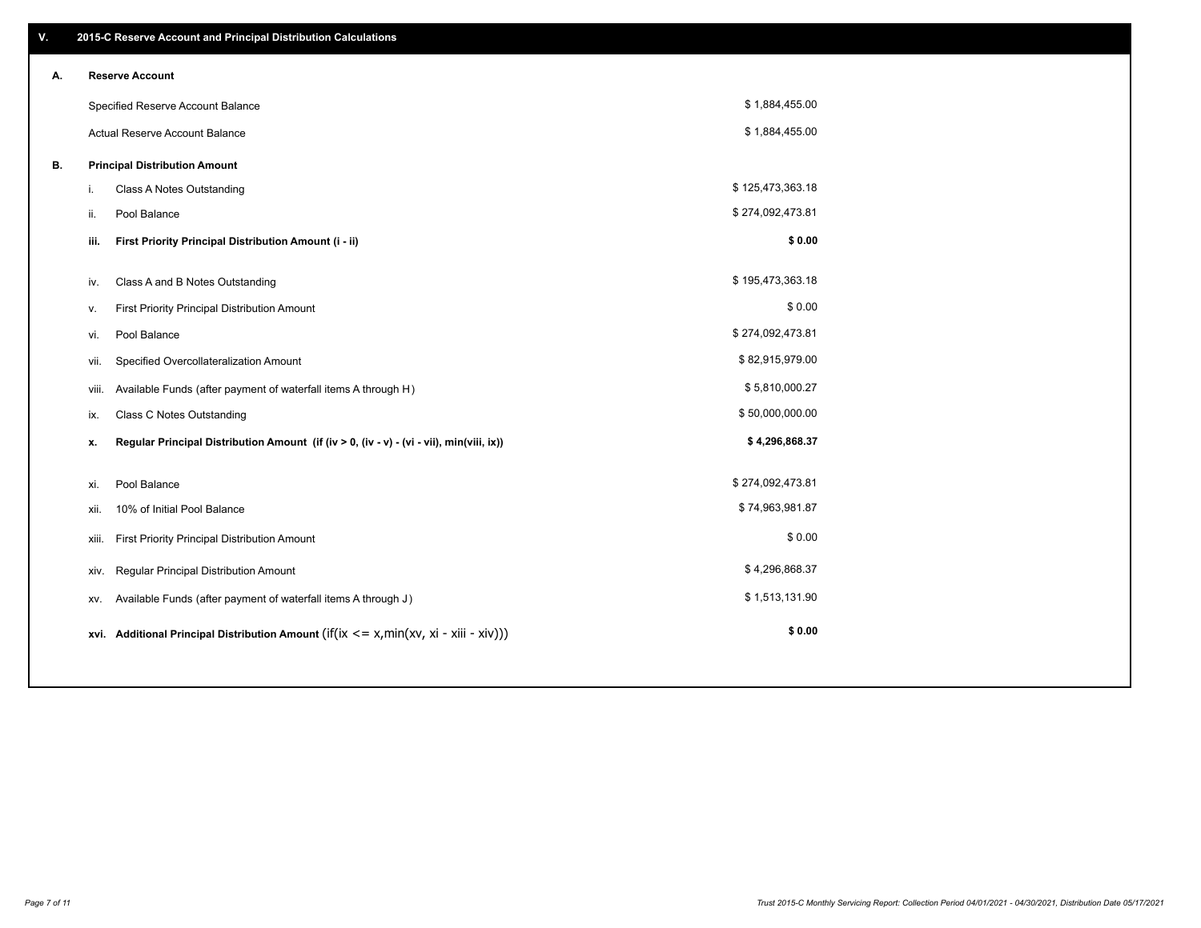## V. 2015-C Reserve Account and Principal Distribution Calculations

### A. Reserve Account

| | |
|---|---|
| Specified Reserve Account Balance | $ 1,884,455.00 |
| Actual Reserve Account Balance | $ 1,884,455.00 |

### B. Principal Distribution Amount

| | | |
|---|---|---|
| i. | Class A Notes Outstanding | $ 125,473,363.18 |
| ii. | Pool Balance | $ 274,092,473.81 |
| **iii.** | **First Priority Principal Distribution Amount (i - ii)** | **$ 0.00** |
| iv. | Class A and B Notes Outstanding | $ 195,473,363.18 |
| v. | First Priority Principal Distribution Amount | $ 0.00 |
| vi. | Pool Balance | $ 274,092,473.81 |
| vii. | Specified Overcollateralization Amount | $ 82,915,979.00 |
| viii. | Available Funds (after payment of waterfall items A through H) | $ 5,810,000.27 |
| ix. | Class C Notes Outstanding | $ 50,000,000.00 |
| **x.** | **Regular Principal Distribution Amount (if (iv > 0, (iv - v) - (vi - vii), min(viii, ix))** | **$ 4,296,868.37** |
| xi. | Pool Balance | $ 274,092,473.81 |
| xii. | 10% of Initial Pool Balance | $ 74,963,981.87 |
| xiii. | First Priority Principal Distribution Amount | $ 0.00 |
| xiv. | Regular Principal Distribution Amount | $ 4,296,868.37 |
| xv. | Available Funds (after payment of waterfall items A through J) | $ 1,513,131.90 |
| **xvi.** | **Additional Principal Distribution Amount** (if(ix <= x,min(xv, xi - xiii - xiv))) | **$ 0.00** |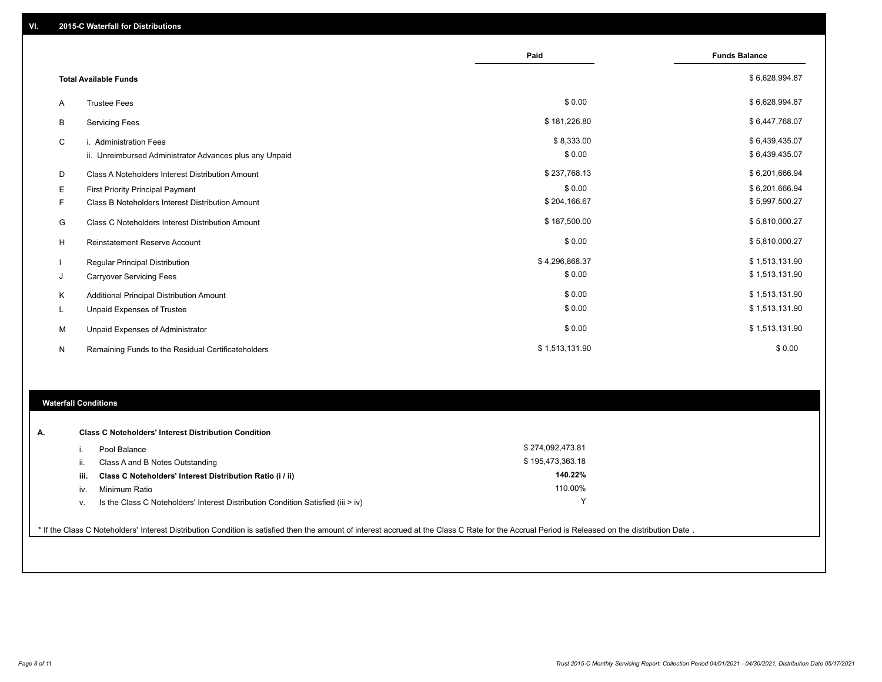## VI. 2015-C Waterfall for Distributions

| | | Paid | Funds Balance |
|---|---|---|---|
| | **Total Available Funds** | | $ 6,628,994.87 |
| A | Trustee Fees | $ 0.00 | $ 6,628,994.87 |
| B | Servicing Fees | $ 181,226.80 | $ 6,447,768.07 |
| C | i. Administration Fees | $ 8,333.00 | $ 6,439,435.07 |
| | ii. Unreimbursed Administrator Advances plus any Unpaid | $ 0.00 | $ 6,439,435.07 |
| D | Class A Noteholders Interest Distribution Amount | $ 237,768.13 | $ 6,201,666.94 |
| E | First Priority Principal Payment | $ 0.00 | $ 6,201,666.94 |
| F | Class B Noteholders Interest Distribution Amount | $ 204,166.67 | $ 5,997,500.27 |
| G | Class C Noteholders Interest Distribution Amount | $ 187,500.00 | $ 5,810,000.27 |
| H | Reinstatement Reserve Account | $ 0.00 | $ 5,810,000.27 |
| I | Regular Principal Distribution | $ 4,296,868.37 | $ 1,513,131.90 |
| J | Carryover Servicing Fees | $ 0.00 | $ 1,513,131.90 |
| K | Additional Principal Distribution Amount | $ 0.00 | $ 1,513,131.90 |
| L | Unpaid Expenses of Trustee | $ 0.00 | $ 1,513,131.90 |
| M | Unpaid Expenses of Administrator | $ 0.00 | $ 1,513,131.90 |
| N | Remaining Funds to the Residual Certificateholders | $ 1,513,131.90 | $ 0.00 |

### Waterfall Conditions

| | | |
|---|---|---|
| **A.** | **Class C Noteholders' Interest Distribution Condition** | |
| i. | Pool Balance | $ 274,092,473.81 |
| ii. | Class A and B Notes Outstanding | $ 195,473,363.18 |
| **iii.** | **Class C Noteholders' Interest Distribution Ratio (i / ii)** | **140.22%** |
| iv. | Minimum Ratio | 110.00% |
| v. | Is the Class C Noteholders' Interest Distribution Condition Satisfied (iii > iv) | Y |

* If the Class C Noteholders' Interest Distribution Condition is satisfied then the amount of interest accrued at the Class C Rate for the Accrual Period is Released on the distribution Date .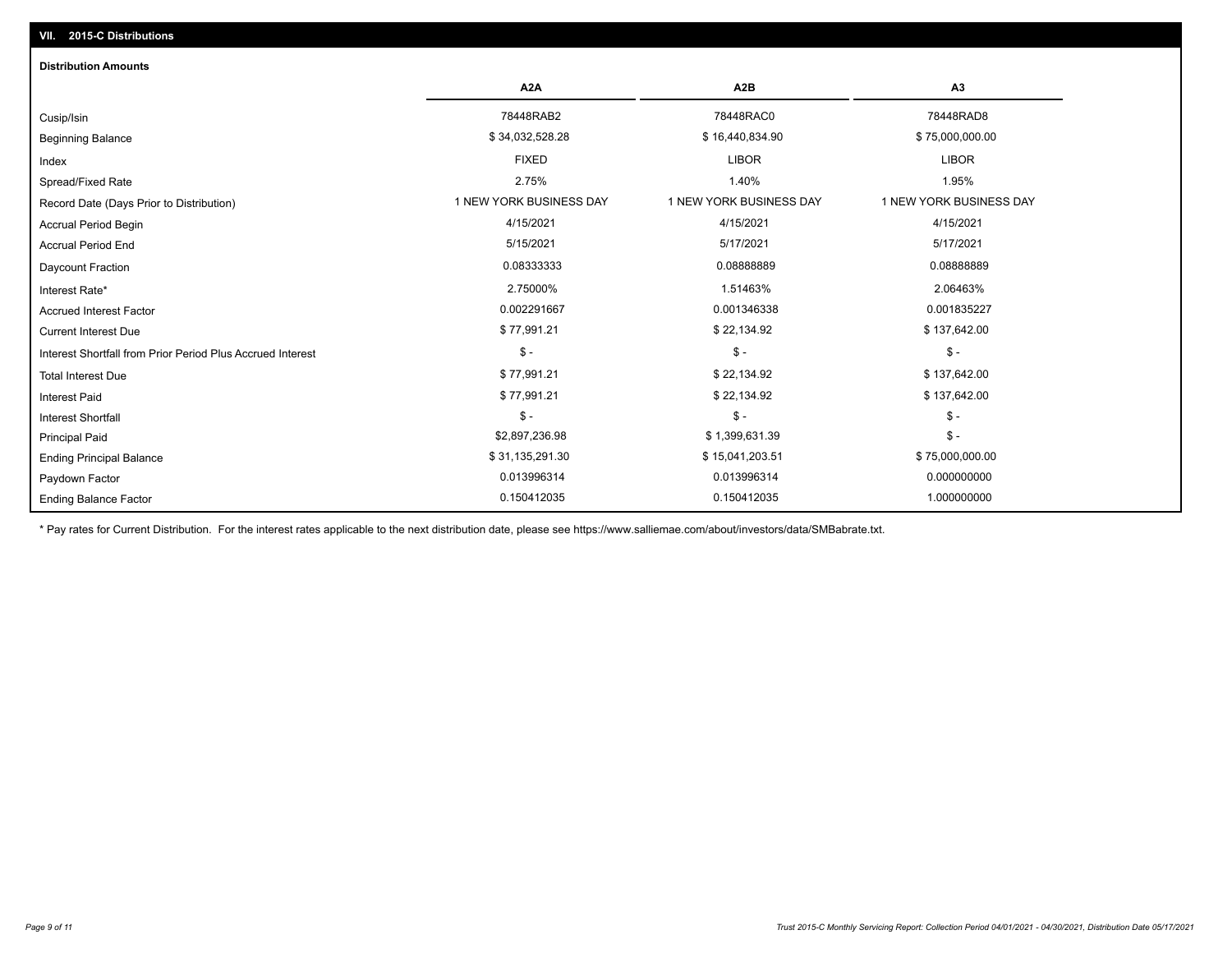## VII. 2015-C Distributions

### Distribution Amounts

| | A2A | A2B | A3 |
|---|---|---|---|
| Cusip/Isin | 78448RAB2 | 78448RAC0 | 78448RAD8 |
| Beginning Balance | $ 34,032,528.28 | $ 16,440,834.90 | $ 75,000,000.00 |
| Index | FIXED | LIBOR | LIBOR |
| Spread/Fixed Rate | 2.75% | 1.40% | 1.95% |
| Record Date (Days Prior to Distribution) | 1 NEW YORK BUSINESS DAY | 1 NEW YORK BUSINESS DAY | 1 NEW YORK BUSINESS DAY |
| Accrual Period Begin | 4/15/2021 | 4/15/2021 | 4/15/2021 |
| Accrual Period End | 5/15/2021 | 5/17/2021 | 5/17/2021 |
| Daycount Fraction | 0.08333333 | 0.08888889 | 0.08888889 |
| Interest Rate* | 2.75000% | 1.51463% | 2.06463% |
| Accrued Interest Factor | 0.002291667 | 0.001346338 | 0.001835227 |
| Current Interest Due | $ 77,991.21 | $ 22,134.92 | $ 137,642.00 |
| Interest Shortfall from Prior Period Plus Accrued Interest | $ - | $ - | $ - |
| Total Interest Due | $ 77,991.21 | $ 22,134.92 | $ 137,642.00 |
| Interest Paid | $ 77,991.21 | $ 22,134.92 | $ 137,642.00 |
| Interest Shortfall | $ - | $ - | $ - |
| Principal Paid | $2,897,236.98 | $ 1,399,631.39 | $ - |
| Ending Principal Balance | $ 31,135,291.30 | $ 15,041,203.51 | $ 75,000,000.00 |
| Paydown Factor | 0.013996314 | 0.013996314 | 0.000000000 |
| Ending Balance Factor | 0.150412035 | 0.150412035 | 1.000000000 |

* Pay rates for Current Distribution. For the interest rates applicable to the next distribution date, please see https://www.salliemae.com/about/investors/data/SMBabrate.txt.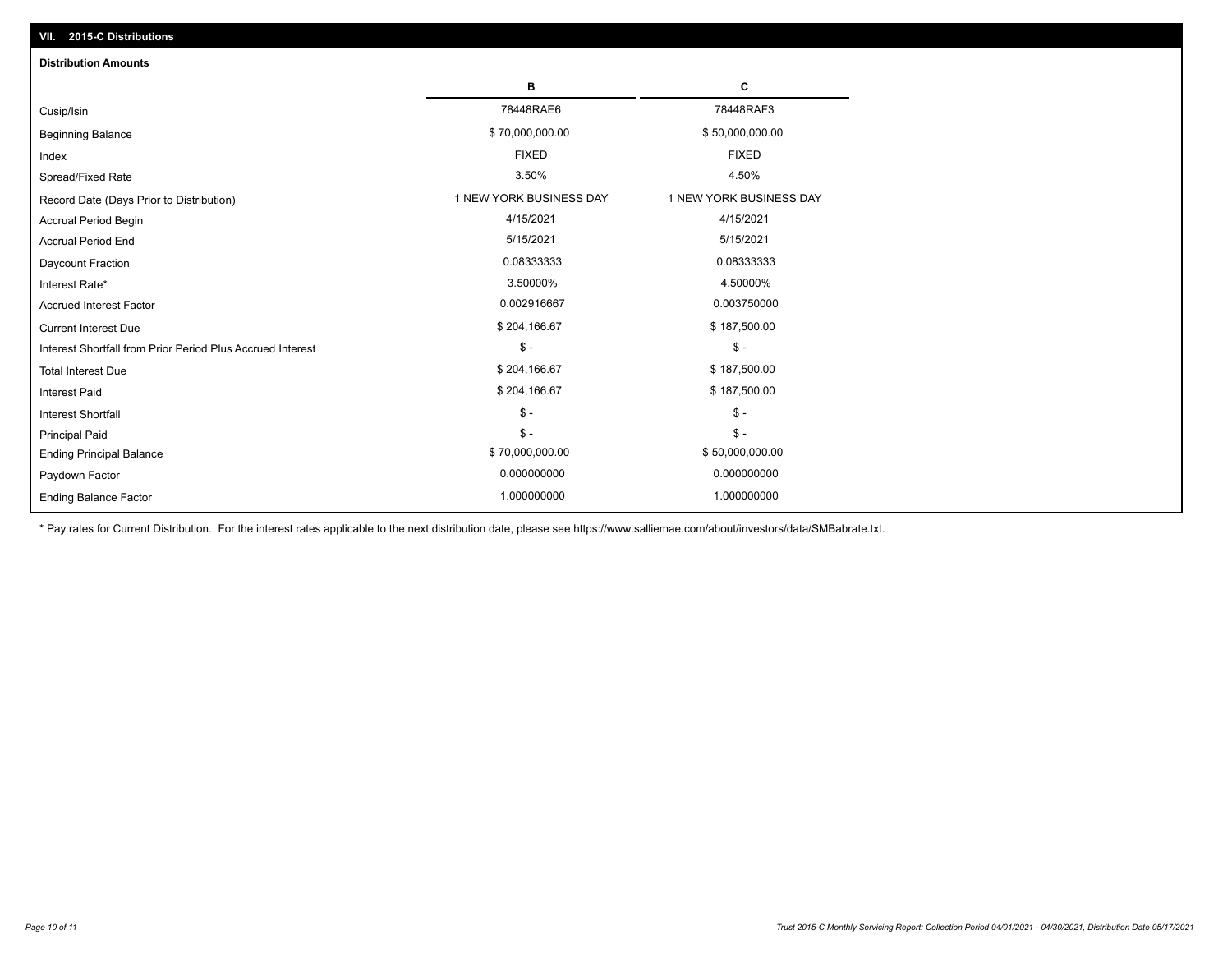## VII. 2015-C Distributions

### Distribution Amounts

| | B | C |
|---|---|---|
| Cusip/Isin | 78448RAE6 | 78448RAF3 |
| Beginning Balance | $ 70,000,000.00 | $ 50,000,000.00 |
| Index | FIXED | FIXED |
| Spread/Fixed Rate | 3.50% | 4.50% |
| Record Date (Days Prior to Distribution) | 1 NEW YORK BUSINESS DAY | 1 NEW YORK BUSINESS DAY |
| Accrual Period Begin | 4/15/2021 | 4/15/2021 |
| Accrual Period End | 5/15/2021 | 5/15/2021 |
| Daycount Fraction | 0.08333333 | 0.08333333 |
| Interest Rate* | 3.50000% | 4.50000% |
| Accrued Interest Factor | 0.002916667 | 0.003750000 |
| Current Interest Due | $ 204,166.67 | $ 187,500.00 |
| Interest Shortfall from Prior Period Plus Accrued Interest | $ - | $ - |
| Total Interest Due | $ 204,166.67 | $ 187,500.00 |
| Interest Paid | $ 204,166.67 | $ 187,500.00 |
| Interest Shortfall | $ - | $ - |
| Principal Paid | $ - | $ - |
| Ending Principal Balance | $ 70,000,000.00 | $ 50,000,000.00 |
| Paydown Factor | 0.000000000 | 0.000000000 |
| Ending Balance Factor | 1.000000000 | 1.000000000 |

* Pay rates for Current Distribution. For the interest rates applicable to the next distribution date, please see https://www.salliemae.com/about/investors/data/SMBabrate.txt.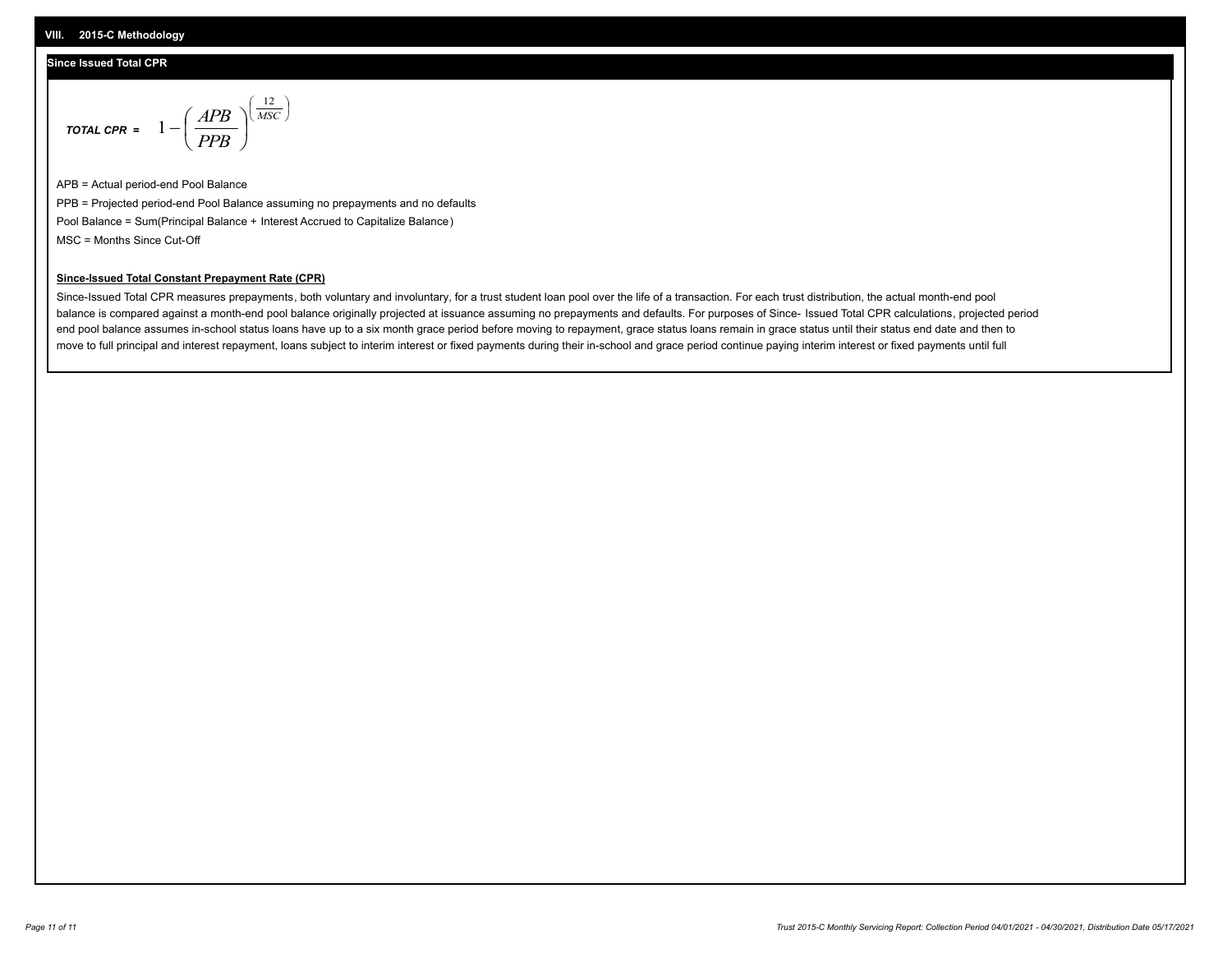## VIII. 2015-C Methodology

### Since Issued Total CPR

$$\textit{TOTAL CPR} = 1 - \left(\frac{APB}{PPB}\right)^{\left(\frac{12}{MSC}\right)}$$

APB = Actual period-end Pool Balance

PPB = Projected period-end Pool Balance assuming no prepayments and no defaults

Pool Balance = Sum(Principal Balance + Interest Accrued to Capitalize Balance)

MSC = Months Since Cut-Off

**Since-Issued Total Constant Prepayment Rate (CPR)**

Since-Issued Total CPR measures prepayments, both voluntary and involuntary, for a trust student loan pool over the life of a transaction. For each trust distribution, the actual month-end pool balance is compared against a month-end pool balance originally projected at issuance assuming no prepayments and defaults. For purposes of Since- Issued Total CPR calculations, projected period end pool balance assumes in-school status loans have up to a six month grace period before moving to repayment, grace status loans remain in grace status until their status end date and then to move to full principal and interest repayment, loans subject to interim interest or fixed payments during their in-school and grace period continue paying interim interest or fixed payments until full